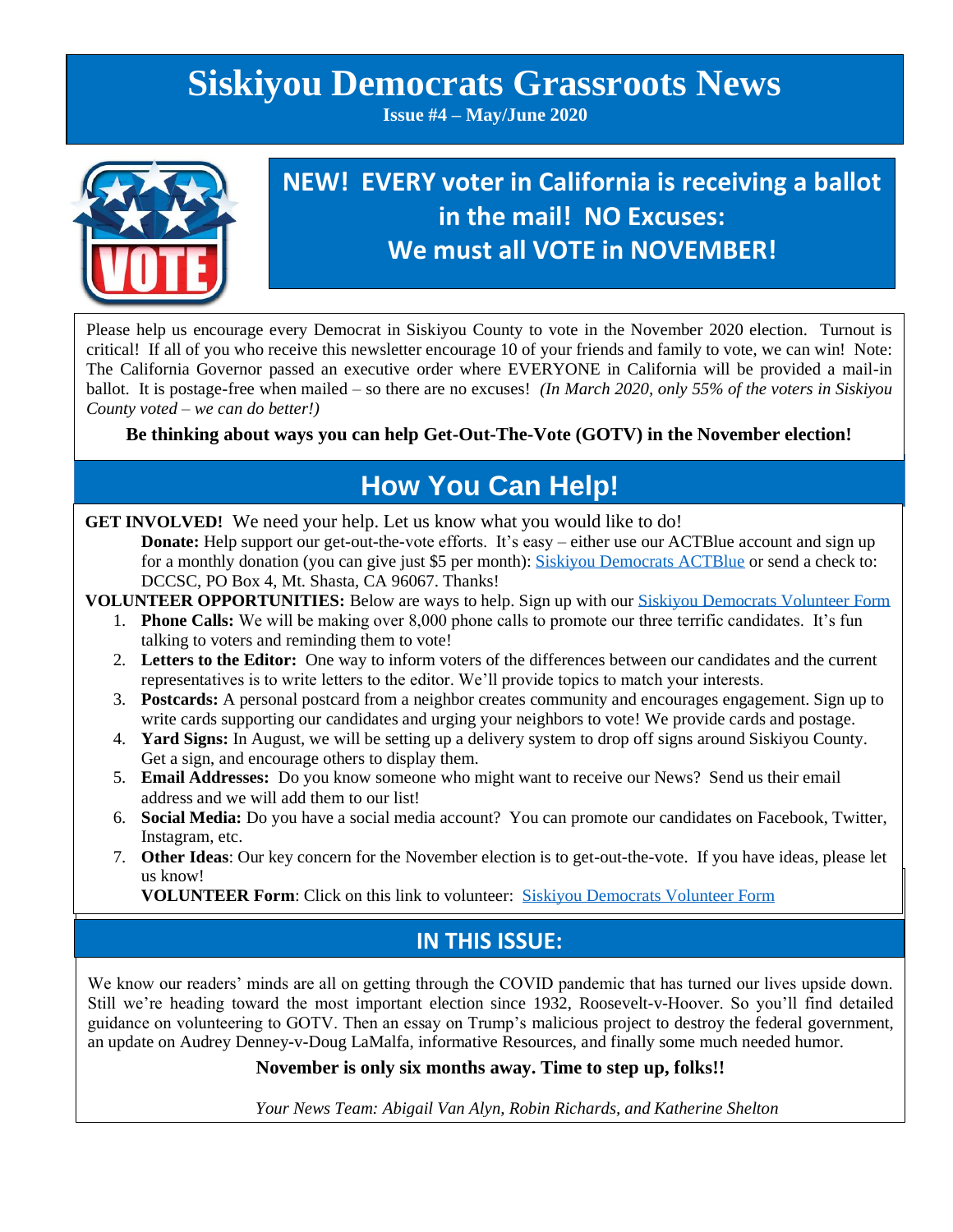# Siskiyou Democrats Grassroots News

**Issue #4 – May/June 2020**

## NEW! EVERY voter in California is receiving a ballot in the mail! NO Excuses: We must all VOTE in NOVEMBER!

Please help us encourage every Democrat in Siskiyou County to vote in the November 2020 election. Turnout is critical! If all of you who receive this newsletter encourage 10 of your friends and family to vote, we can win! Note: The California Governor passed an executive order where EVERYONE in California will be provided a mail-in ballot. It is postage-free when mailed – so there are no excuses! *(In March 2020, only 55% of the voters in Siskiyou County voted – we can do better!)*

**Be thinking about ways you can help Get-Out-The-Vote (GOTV) in the November election!**

## How You Can Help!

**GET INVOLVED!** We need your help. Let us know what you would like to do!

**Donate:** Help support our get-out-the-vote efforts. It's easy – either use our ACTBlue account and sign up for a monthly donation (you can give just $5 per month): [Siskiyou Democrats ACTBlue] or send a check to: DCCSC, PO Box 4, Mt. Shasta, CA 96067. Thanks!

**VOLUNTEER OPPORTUNITIES:** Below are ways to help. Sign up with our [Siskiyou Democrats Volunteer Form]

1. **Phone Calls:** We will be making over 8,000 phone calls to promote our three terrific candidates. It's fun talking to voters and reminding them to vote!
2. **Letters to the Editor:** One way to inform voters of the differences between our candidates and the current representatives is to write letters to the editor. We'll provide topics to match your interests.
3. **Postcards:** A personal postcard from a neighbor creates community and encourages engagement. Sign up to write cards supporting our candidates and urging your neighbors to vote! We provide cards and postage.
4. **Yard Signs:** In August, we will be setting up a delivery system to drop off signs around Siskiyou County. Get a sign, and encourage others to display them.
5. **Email Addresses:** Do you know someone who might want to receive our News? Send us their email address and we will add them to our list!
6. **Social Media:** Do you have a social media account? You can promote our candidates on Facebook, Twitter, Instagram, etc.
7. **Other Ideas**: Our key concern for the November election is to get-out-the-vote. If you have ideas, please let us know!

**VOLUNTEER Form**: Click on this link to volunteer: [Siskiyou Democrats Volunteer Form]

## IN THIS ISSUE:

We know our readers' minds are all on getting through the COVID pandemic that has turned our lives upside down. Still we're heading toward the most important election since 1932, Roosevelt-v-Hoover. So you'll find detailed guidance on volunteering to GOTV. Then an essay on Trump's malicious project to destroy the federal government, an update on Audrey Denney-v-Doug LaMalfa, informative Resources, and finally some much needed humor.

**November is only six months away. Time to step up, folks!!**

*Your News Team: Abigail Van Alyn, Robin Richards, and Katherine Shelton*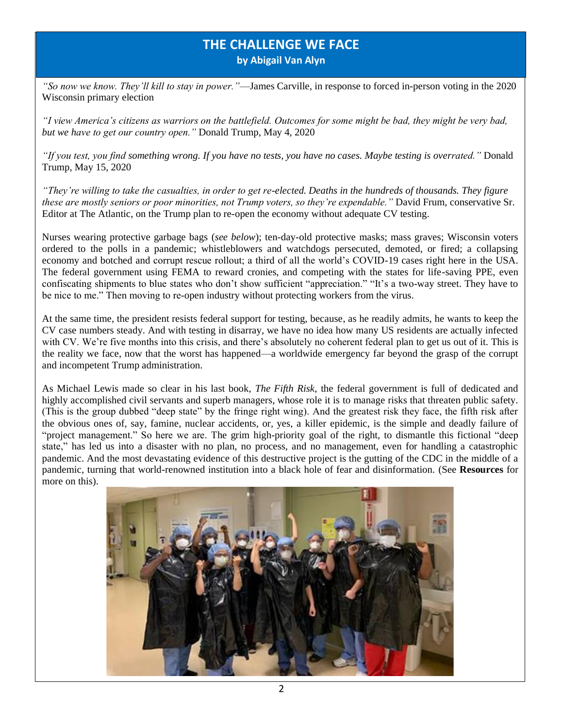# THE CHALLENGE WE FACE

**by Abigail Van Alyn**

*"So now we know. They'll kill to stay in power."*—James Carville, in response to forced in-person voting in the 2020 Wisconsin primary election

*"I view America's citizens as warriors on the battlefield. Outcomes for some might be bad, they might be very bad, but we have to get our country open."* Donald Trump, May 4, 2020

*"If you test, you find something wrong. If you have no tests, you have no cases. Maybe testing is overrated."* Donald Trump, May 15, 2020

*"They're willing to take the casualties, in order to get re-elected. Deaths in the hundreds of thousands. They figure these are mostly seniors or poor minorities, not Trump voters, so they're expendable."* David Frum, conservative Sr. Editor at The Atlantic, on the Trump plan to re-open the economy without adequate CV testing.

Nurses wearing protective garbage bags (*see below*); ten-day-old protective masks; mass graves; Wisconsin voters ordered to the polls in a pandemic; whistleblowers and watchdogs persecuted, demoted, or fired; a collapsing economy and botched and corrupt rescue rollout; a third of all the world's COVID-19 cases right here in the USA. The federal government using FEMA to reward cronies, and competing with the states for life-saving PPE, even confiscating shipments to blue states who don't show sufficient "appreciation." "It's a two-way street. They have to be nice to me." Then moving to re-open industry without protecting workers from the virus.

At the same time, the president resists federal support for testing, because, as he readily admits, he wants to keep the CV case numbers steady. And with testing in disarray, we have no idea how many US residents are actually infected with CV. We're five months into this crisis, and there's absolutely no coherent federal plan to get us out of it. This is the reality we face, now that the worst has happened—a worldwide emergency far beyond the grasp of the corrupt and incompetent Trump administration.

As Michael Lewis made so clear in his last book, *The Fifth Risk*, the federal government is full of dedicated and highly accomplished civil servants and superb managers, whose role it is to manage risks that threaten public safety. (This is the group dubbed "deep state" by the fringe right wing). And the greatest risk they face, the fifth risk after the obvious ones of, say, famine, nuclear accidents, or, yes, a killer epidemic, is the simple and deadly failure of "project management." So here we are. The grim high-priority goal of the right, to dismantle this fictional "deep state," has led us into a disaster with no plan, no process, and no management, even for handling a catastrophic pandemic. And the most devastating evidence of this destructive project is the gutting of the CDC in the middle of a pandemic, turning that world-renowned institution into a black hole of fear and disinformation. (See **Resources** for more on this).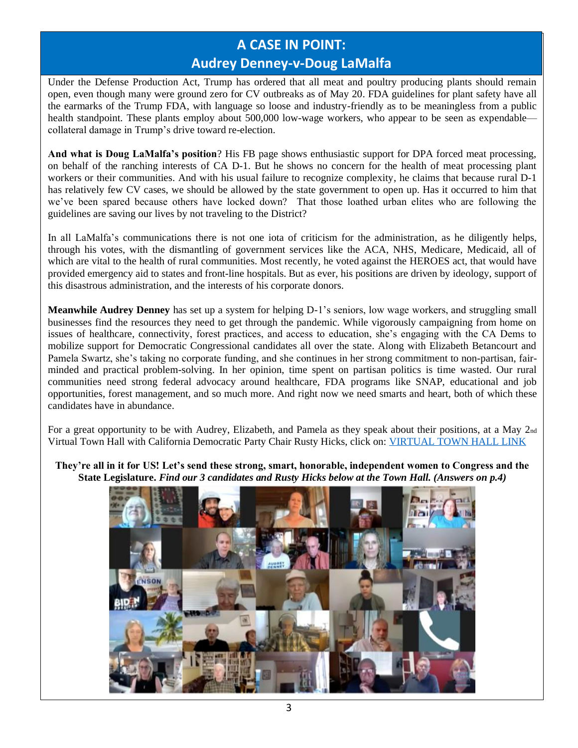## A CASE IN POINT:
## Audrey Denney-v-Doug LaMalfa

Under the Defense Production Act, Trump has ordered that all meat and poultry producing plants should remain open, even though many were ground zero for CV outbreaks as of May 20. FDA guidelines for plant safety have all the earmarks of the Trump FDA, with language so loose and industry-friendly as to be meaningless from a public health standpoint. These plants employ about 500,000 low-wage workers, who appear to be seen as expendable—collateral damage in Trump's drive toward re-election.

**And what is Doug LaMalfa's position**? His FB page shows enthusiastic support for DPA forced meat processing, on behalf of the ranching interests of CA D-1. But he shows no concern for the health of meat processing plant workers or their communities. And with his usual failure to recognize complexity, he claims that because rural D-1 has relatively few CV cases, we should be allowed by the state government to open up. Has it occurred to him that we've been spared because others have locked down? That those loathed urban elites who are following the guidelines are saving our lives by not traveling to the District?

In all LaMalfa's communications there is not one iota of criticism for the administration, as he diligently helps, through his votes, with the dismantling of government services like the ACA, NHS, Medicare, Medicaid, all of which are vital to the health of rural communities. Most recently, he voted against the HEROES act, that would have provided emergency aid to states and front-line hospitals. But as ever, his positions are driven by ideology, support of this disastrous administration, and the interests of his corporate donors.

**Meanwhile Audrey Denney** has set up a system for helping D-1's seniors, low wage workers, and struggling small businesses find the resources they need to get through the pandemic. While vigorously campaigning from home on issues of healthcare, connectivity, forest practices, and access to education, she's engaging with the CA Dems to mobilize support for Democratic Congressional candidates all over the state. Along with Elizabeth Betancourt and Pamela Swartz, she's taking no corporate funding, and she continues in her strong commitment to non-partisan, fair-minded and practical problem-solving. In her opinion, time spent on partisan politics is time wasted. Our rural communities need strong federal advocacy around healthcare, FDA programs like SNAP, educational and job opportunities, forest management, and so much more. And right now we need smarts and heart, both of which these candidates have in abundance.

For a great opportunity to be with Audrey, Elizabeth, and Pamela as they speak about their positions, at a May 2nd Virtual Town Hall with California Democratic Party Chair Rusty Hicks, click on: [VIRTUAL TOWN HALL LINK]()

**They're all in it for US! Let's send these strong, smart, honorable, independent women to Congress and the State Legislature.** ***Find our 3 candidates and Rusty Hicks below at the Town Hall. (Answers on p.4)***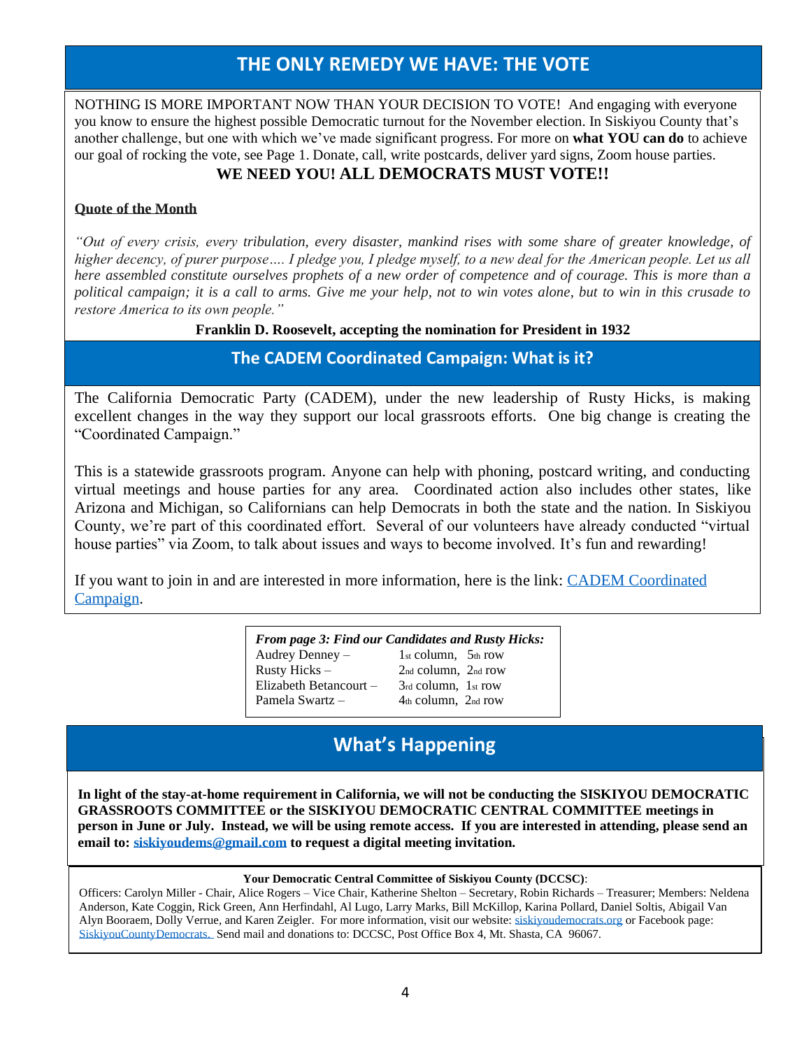## THE ONLY REMEDY WE HAVE: THE VOTE

NOTHING IS MORE IMPORTANT NOW THAN YOUR DECISION TO VOTE! And engaging with everyone you know to ensure the highest possible Democratic turnout for the November election. In Siskiyou County that's another challenge, but one with which we've made significant progress. For more on **what YOU can do** to achieve our goal of rocking the vote, see Page 1. Donate, call, write postcards, deliver yard signs, Zoom house parties.

**WE NEED YOU! ALL DEMOCRATS MUST VOTE!!**

**Quote of the Month**

*"Out of every crisis, every tribulation, every disaster, mankind rises with some share of greater knowledge, of higher decency, of purer purpose…. I pledge you, I pledge myself, to a new deal for the American people. Let us all here assembled constitute ourselves prophets of a new order of competence and of courage. This is more than a political campaign; it is a call to arms. Give me your help, not to win votes alone, but to win in this crusade to restore America to its own people."*

**Franklin D. Roosevelt, accepting the nomination for President in 1932**

## The CADEM Coordinated Campaign: What is it?

The California Democratic Party (CADEM), under the new leadership of Rusty Hicks, is making excellent changes in the way they support our local grassroots efforts. One big change is creating the "Coordinated Campaign."

This is a statewide grassroots program. Anyone can help with phoning, postcard writing, and conducting virtual meetings and house parties for any area. Coordinated action also includes other states, like Arizona and Michigan, so Californians can help Democrats in both the state and the nation. In Siskiyou County, we're part of this coordinated effort. Several of our volunteers have already conducted "virtual house parties" via Zoom, to talk about issues and ways to become involved. It's fun and rewarding!

If you want to join in and are interested in more information, here is the link: CADEM Coordinated Campaign.

***From page 3: Find our Candidates and Rusty Hicks:***

| | |
|---|---|
| Audrey Denney – | 1st column, 5th row |
| Rusty Hicks – | 2nd column, 2nd row |
| Elizabeth Betancourt – | 3rd column, 1st row |
| Pamela Swartz – | 4th column, 2nd row |

## What's Happening

**In light of the stay-at-home requirement in California, we will not be conducting the SISKIYOU DEMOCRATIC GRASSROOTS COMMITTEE or the SISKIYOU DEMOCRATIC CENTRAL COMMITTEE meetings in person in June or July. Instead, we will be using remote access. If you are interested in attending, please send an email to: siskiyoudems@gmail.com to request a digital meeting invitation.**

**Your Democratic Central Committee of Siskiyou County (DCCSC)**:

Officers: Carolyn Miller - Chair, Alice Rogers – Vice Chair, Katherine Shelton – Secretary, Robin Richards – Treasurer; Members: Neldena Anderson, Kate Coggin, Rick Green, Ann Herfindahl, Al Lugo, Larry Marks, Bill McKillop, Karina Pollard, Daniel Soltis, Abigail Van Alyn Booraem, Dolly Verrue, and Karen Zeigler. For more information, visit our website: siskiyoudemocrats.org or Facebook page: SiskiyouCountyDemocrats. Send mail and donations to: DCCSC, Post Office Box 4, Mt. Shasta, CA 96067.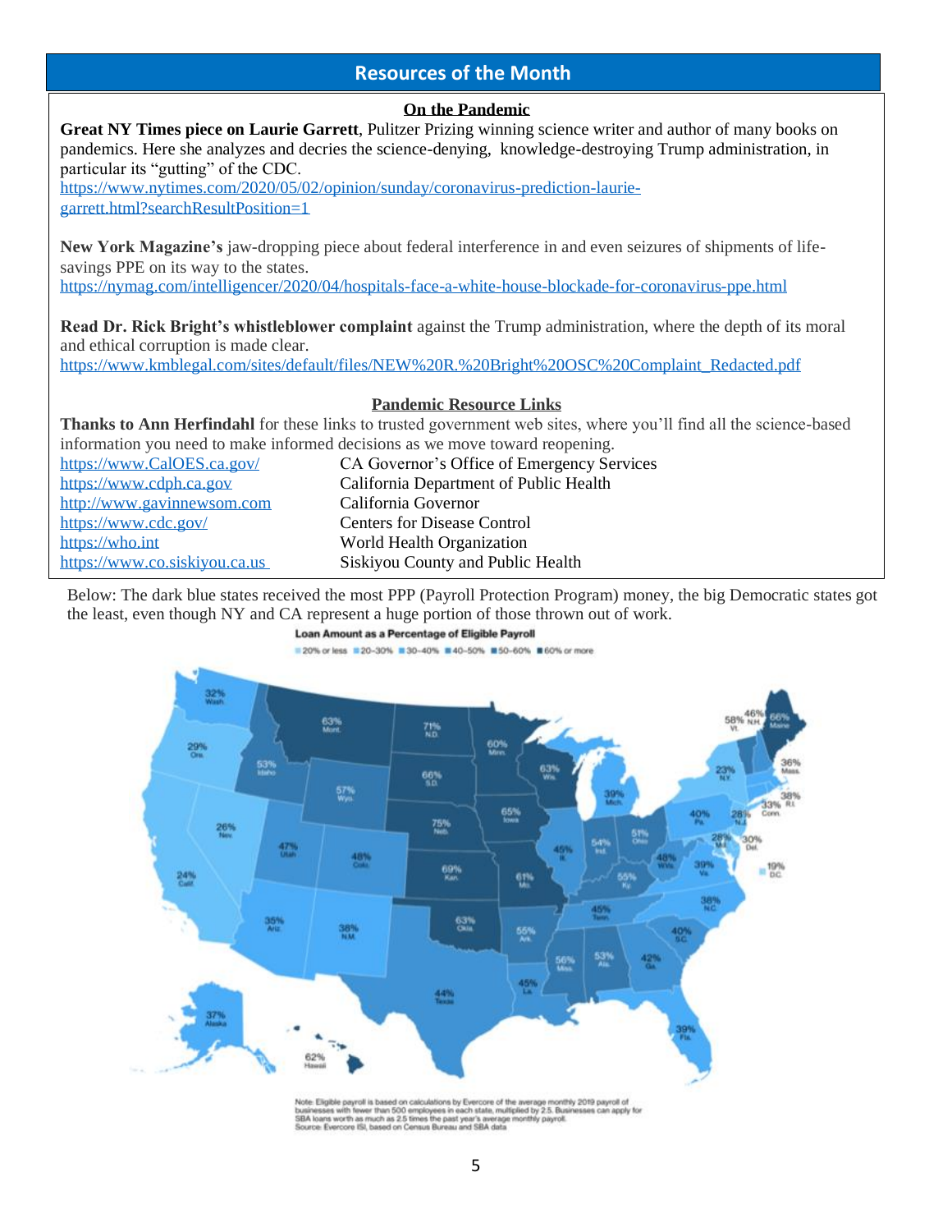## Resources of the Month

### On the Pandemic

**Great NY Times piece on Laurie Garrett**, Pulitzer Prizing winning science writer and author of many books on pandemics. Here she analyzes and decries the science-denying, knowledge-destroying Trump administration, in particular its "gutting" of the CDC.
https://www.nytimes.com/2020/05/02/opinion/sunday/coronavirus-prediction-laurie-garrett.html?searchResultPosition=1

**New York Magazine's** jaw-dropping piece about federal interference in and even seizures of shipments of life-savings PPE on its way to the states.
https://nymag.com/intelligencer/2020/04/hospitals-face-a-white-house-blockade-for-coronavirus-ppe.html

**Read Dr. Rick Bright's whistleblower complaint** against the Trump administration, where the depth of its moral and ethical corruption is made clear.
https://www.kmblegal.com/sites/default/files/NEW%20R.%20Bright%20OSC%20Complaint_Redacted.pdf

### Pandemic Resource Links

**Thanks to Ann Herfindahl** for these links to trusted government web sites, where you'll find all the science-based information you need to make informed decisions as we move toward reopening.

| | |
|---|---|
| https://www.CalOES.ca.gov/ | CA Governor's Office of Emergency Services |
| https://www.cdph.ca.gov | California Department of Public Health |
| http://www.gavinnewsom.com | California Governor |
| https://www.cdc.gov/ | Centers for Disease Control |
| https://who.int | World Health Organization |
| https://www.co.siskiyou.ca.us | Siskiyou County and Public Health |

Below: The dark blue states received the most PPP (Payroll Protection Program) money, the big Democratic states got the least, even though NY and CA represent a huge portion of those thrown out of work.

**Loan Amount as a Percentage of Eligible Payroll**

20% or less, 20–30%, 30–40%, 40–50%, 50–60%, 60% or more

| State | Percentage |
|---|---|
| Wash. | 32% |
| Ore. | 29% |
| Calif. | 24% |
| Nev. | 26% |
| Idaho | 53% |
| Mont. | 63% |
| Wyo. | 57% |
| Utah | 47% |
| Ariz. | 35% |
| Colo. | 48% |
| N.M. | 38% |
| N.D. | 71% |
| S.D. | 66% |
| Neb. | 75% |
| Kan. | 69% |
| Okla. | 63% |
| Texas | 44% |
| Minn. | 60% |
| Iowa | 65% |
| Mo. | 61% |
| Ark. | 55% |
| La. | 45% |
| Wis. | 63% |
| Ill. | 45% |
| Mich. | 39% |
| Ind. | 54% |
| Ohio | 51% |
| Ky. | 55% |
| Tenn. | 45% |
| Miss. | 56% |
| Ala. | 53% |
| Ga. | 42% |
| Fla. | 39% |
| S.C. | 40% |
| N.C. | 38% |
| Va. | 39% |
| W.Va. | 48% |
| Pa. | 40% |
| N.Y. | 23% |
| Vt. | 58% |
| N.H. | 46% |
| Maine | 66% |
| Mass. | 36% |
| R.I. | 38% |
| Conn. | 33% |
| N.J. | 28% |
| Del. | 30% |
| Md. | 28% |
| D.C. | 19% |
| Alaska | 37% |
| Hawaii | 62% |

Note: Eligible payroll is based on calculations by Evercore of the average monthly 2019 payroll of businesses with fewer than 500 employees in each state, multiplied by 2.5. Businesses can apply for SBA loans worth as much as 2.5 times the past year's average monthly payroll.
Source: Evercore ISI, based on Census Bureau and SBA data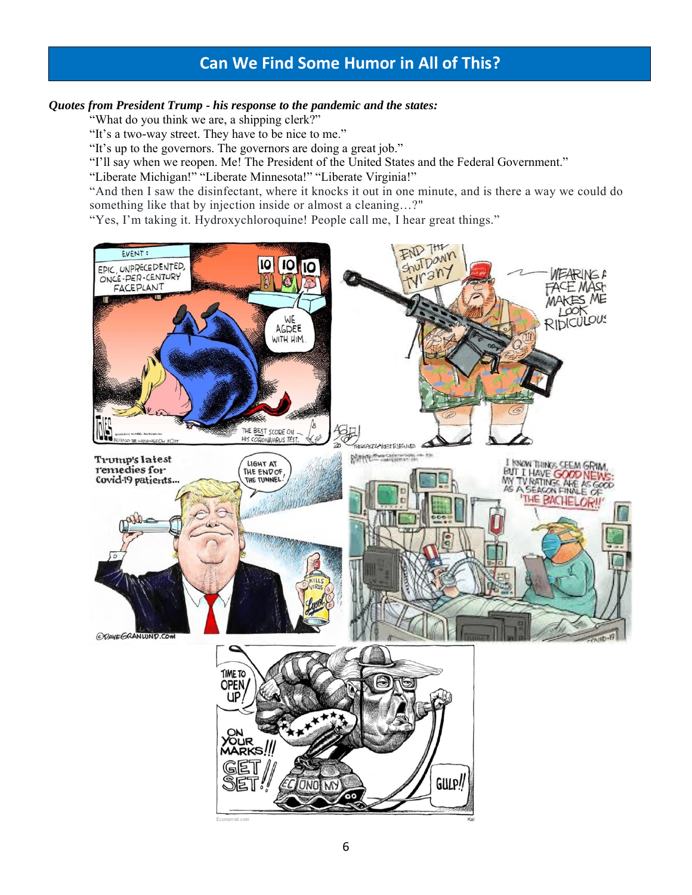# Can We Find Some Humor in All of This?

***Quotes from President Trump - his response to the pandemic and the states:***

"What do you think we are, a shipping clerk?"

"It's a two-way street. They have to be nice to me."

"It's up to the governors. The governors are doing a great job."

"I'll say when we reopen. Me! The President of the United States and the Federal Government."

"Liberate Michigan!" "Liberate Minnesota!" "Liberate Virginia!"

"And then I saw the disinfectant, where it knocks it out in one minute, and is there a way we could do something like that by injection inside or almost a cleaning…?"

"Yes, I'm taking it. Hydroxychloroquine! People call me, I hear great things."